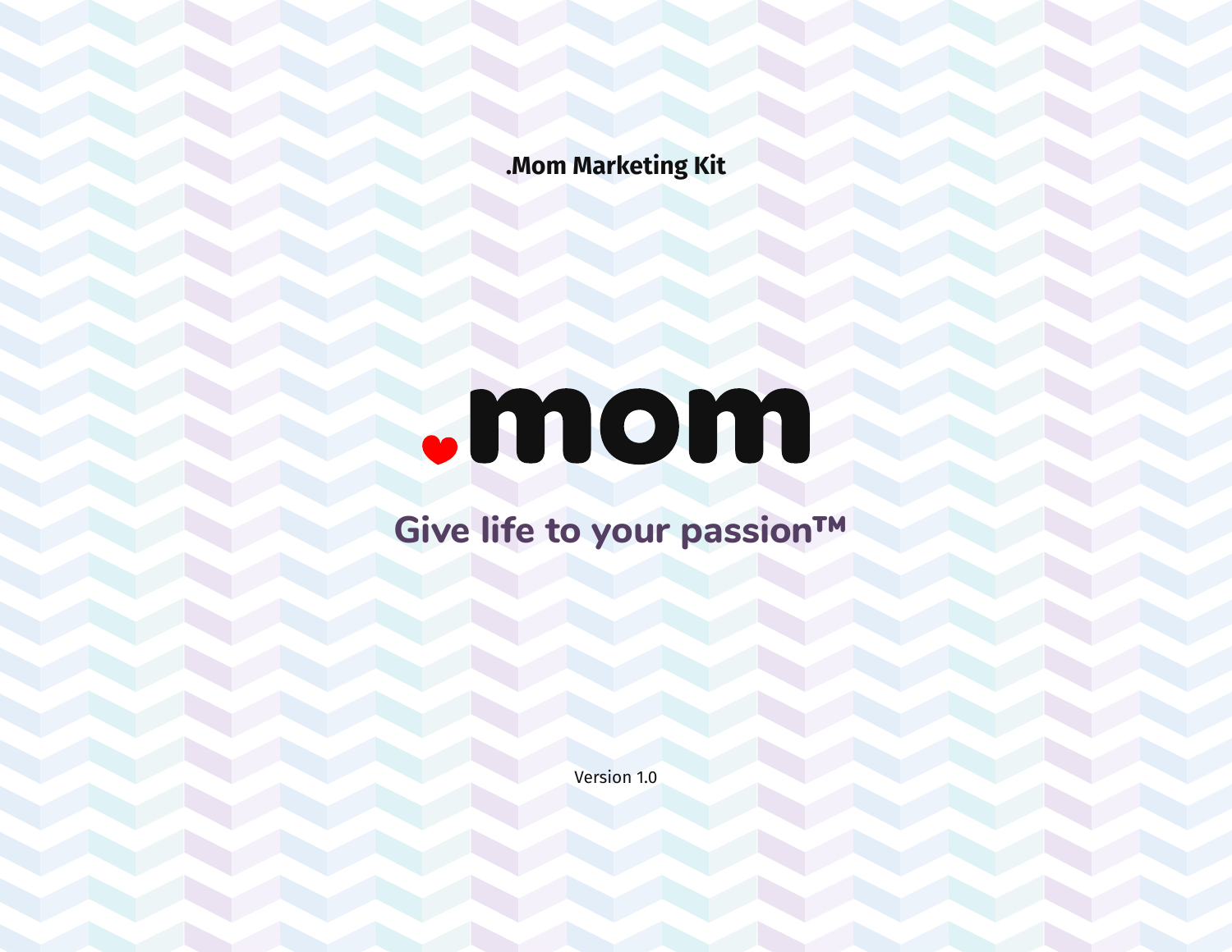.Mom Marketing Kit

# .mom

## Give life to your passion™

Version 1.0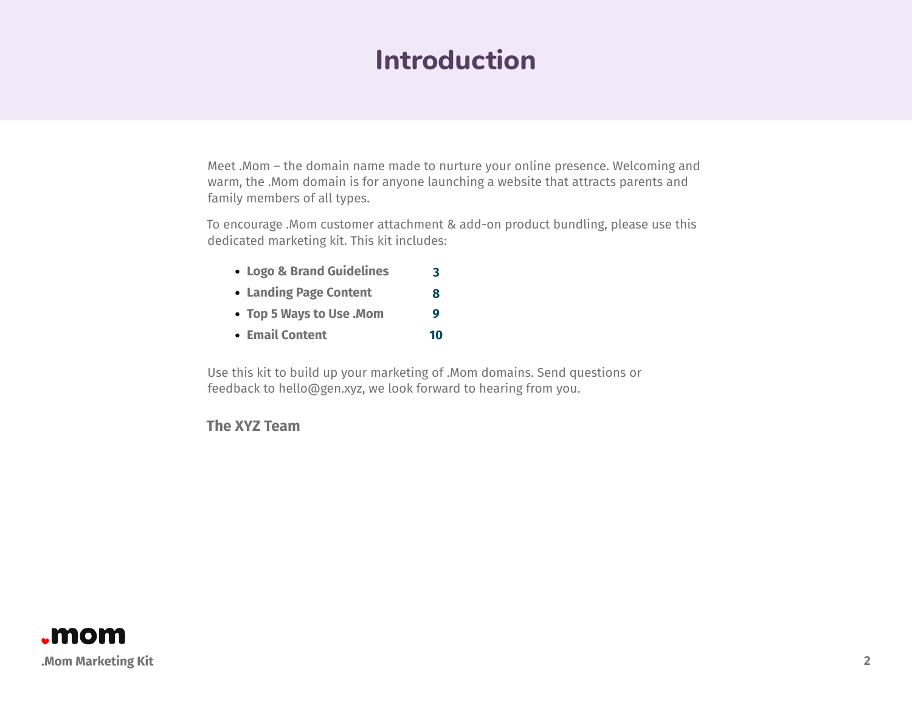# Introduction

Meet .Mom – the domain name made to nurture your online presence. Welcoming and warm, the .Mom domain is for anyone launching a website that attracts parents and family members of all types.

To encourage .Mom customer attachment & add-on product bundling, please use this dedicated marketing kit. This kit includes:

- **Logo & Brand Guidelines** **3**
- **Landing Page Content** **8**
- **Top 5 Ways to Use .Mom** **9**
- **Email Content** **10**

Use this kit to build up your marketing of .Mom domains. Send questions or feedback to hello@gen.xyz, we look forward to hearing from you.

**The XYZ Team**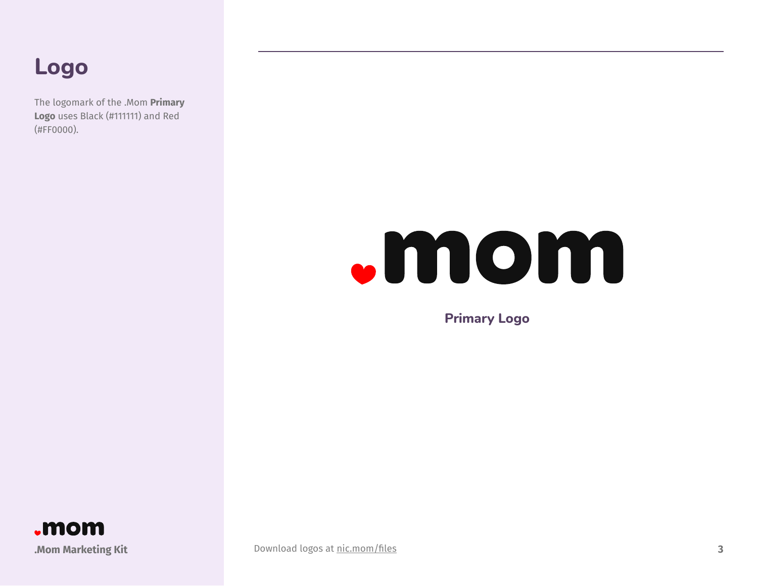# Logo

The logomark of the .Mom **Primary Logo** uses Black (#111111) and Red (#FF0000).

.mom

**Primary Logo**

Download logos at nic.mom/files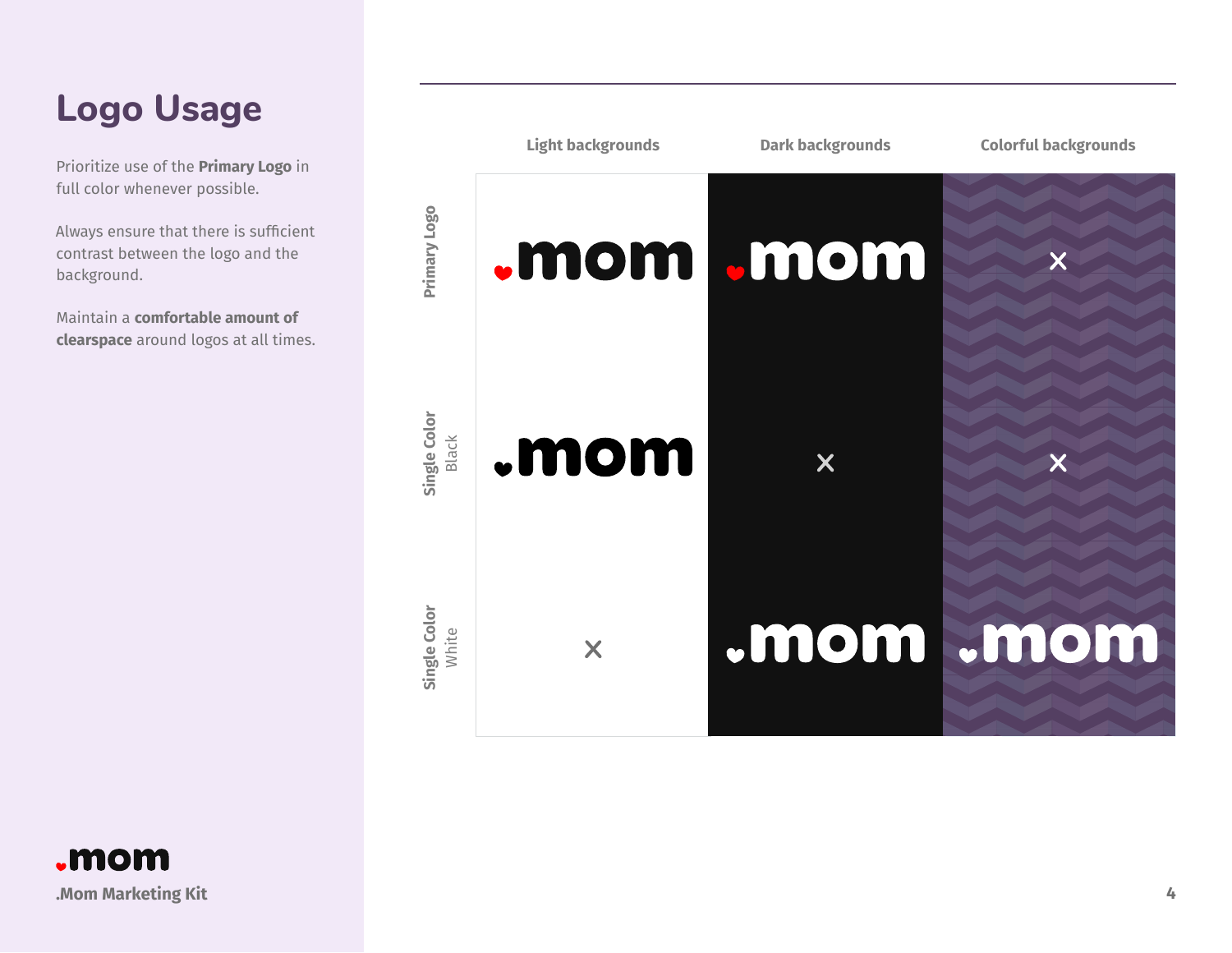# Logo Usage

Prioritize use of the **Primary Logo** in full color whenever possible.

Always ensure that there is sufficient contrast between the logo and the background.

Maintain a **comfortable amount of clearspace** around logos at all times.

| | Light backgrounds | Dark backgrounds | Colorful backgrounds |
| --- | --- | --- | --- |
| Primary Logo | .mom | .mom | × |
| Single Color Black | .mom | × | × |
| Single Color White | × | .mom | .mom |

.mom

.Mom Marketing Kit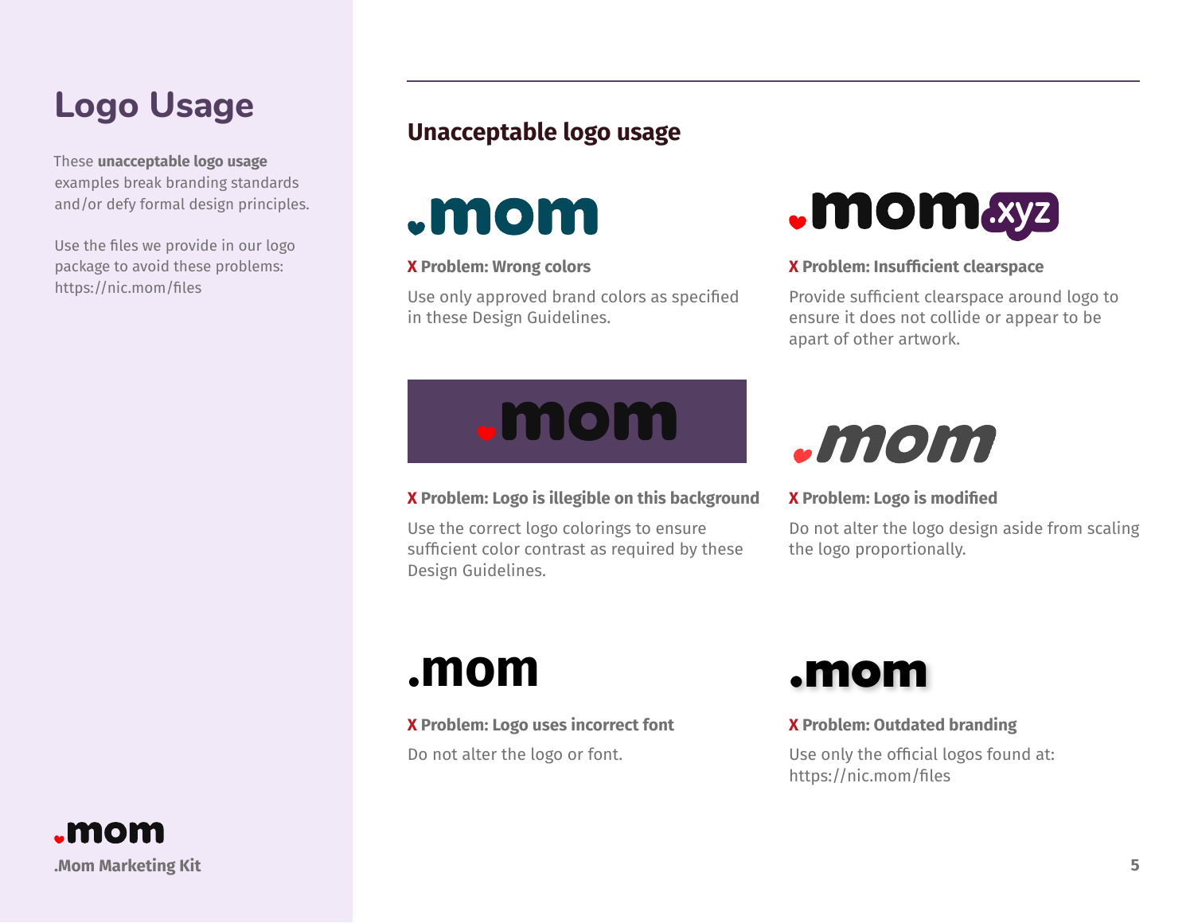# Logo Usage

These **unacceptable logo usage** examples break branding standards and/or defy formal design principles.

Use the files we provide in our logo package to avoid these problems: https://nic.mom/files

## Unacceptable logo usage

**X Problem: Wrong colors**

Use only approved brand colors as specified in these Design Guidelines.

**X Problem: Insufficient clearspace**

Provide sufficient clearspace around logo to ensure it does not collide or appear to be apart of other artwork.

**X Problem: Logo is illegible on this background**

Use the correct logo colorings to ensure sufficient color contrast as required by these Design Guidelines.

**X Problem: Logo is modified**

Do not alter the logo design aside from scaling the logo proportionally.

**X Problem: Logo uses incorrect font**

Do not alter the logo or font.

**X Problem: Outdated branding**

Use only the official logos found at: https://nic.mom/files

.Mom Marketing Kit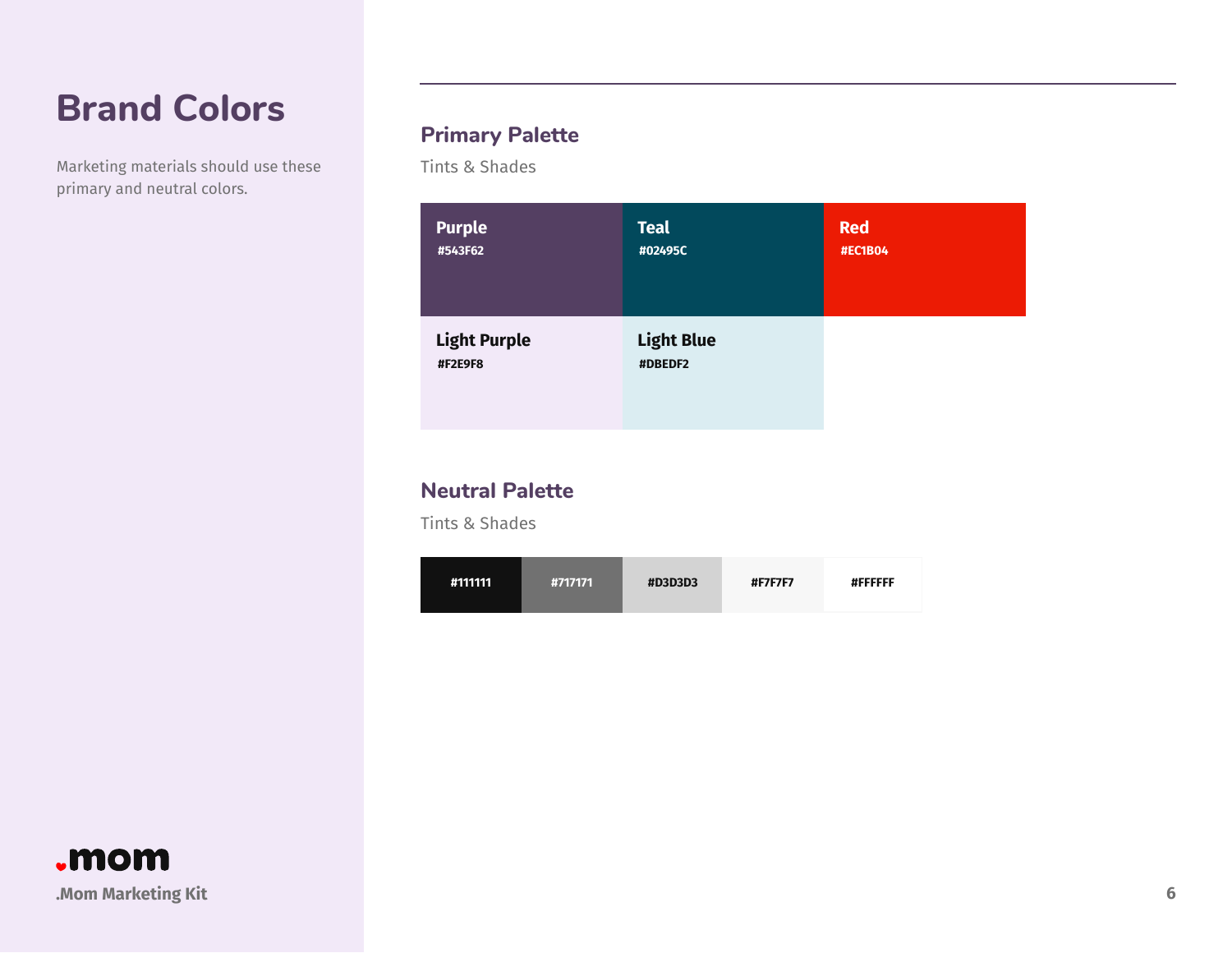# Brand Colors

Marketing materials should use these primary and neutral colors.

## Primary Palette

Tints & Shades

**Purple**
#543F62

**Teal**
#02495C

**Red**
#EC1B04

**Light Purple**
#F2E9F8

**Light Blue**
#DBEDF2

## Neutral Palette

Tints & Shades

#111111

#717171

#D3D3D3

#F7F7F7

#FFFFFF

.mom

.Mom Marketing Kit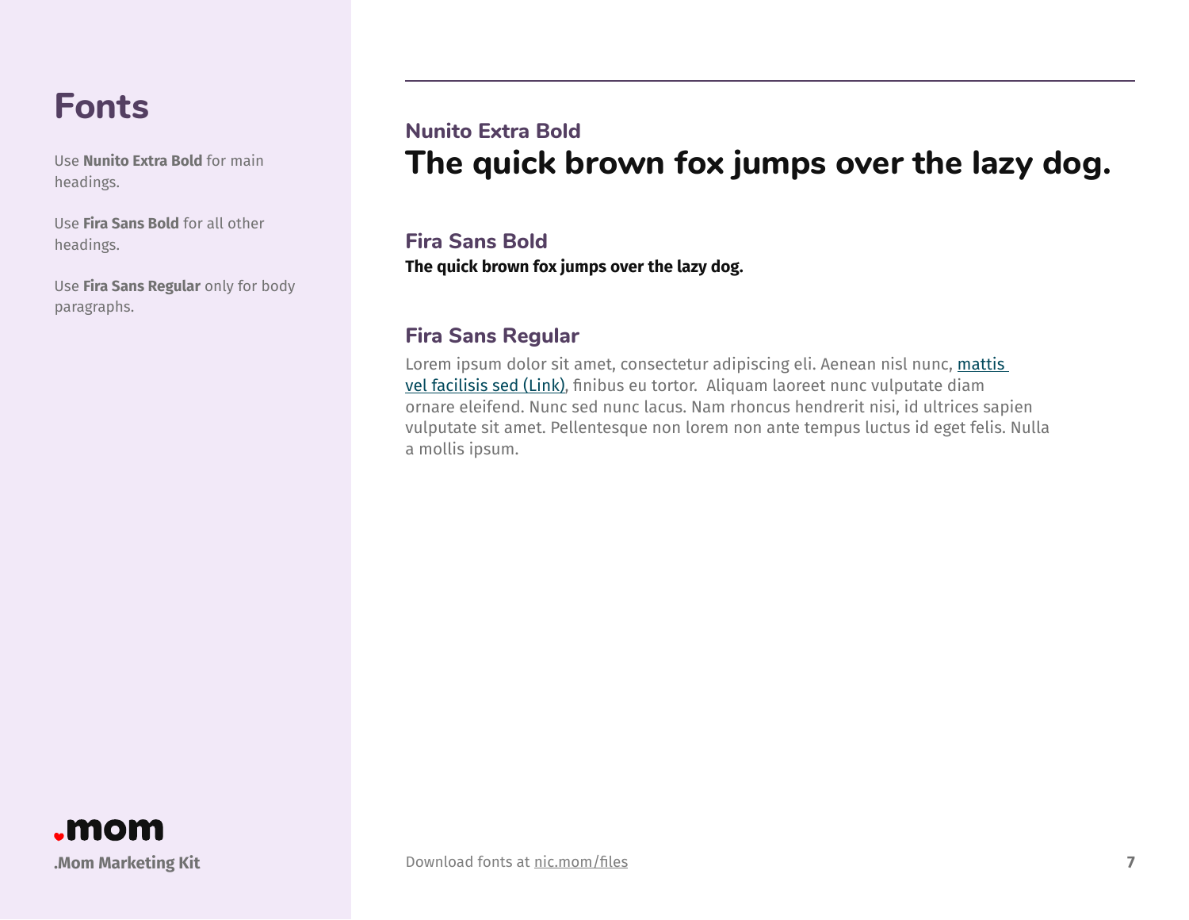# Fonts

Use **Nunito Extra Bold** for main headings.

Use **Fira Sans Bold** for all other headings.

Use **Fira Sans Regular** only for body paragraphs.

.mom

**.Mom Marketing Kit**

## Nunito Extra Bold

**The quick brown fox jumps over the lazy dog.**

## Fira Sans Bold

**The quick brown fox jumps over the lazy dog.**

## Fira Sans Regular

Lorem ipsum dolor sit amet, consectetur adipiscing eli. Aenean nisl nunc, mattis vel facilisis sed (Link), finibus eu tortor. Aliquam laoreet nunc vulputate diam ornare eleifend. Nunc sed nunc lacus. Nam rhoncus hendrerit nisi, id ultrices sapien vulputate sit amet. Pellentesque non lorem non ante tempus luctus id eget felis. Nulla a mollis ipsum.

Download fonts at nic.mom/files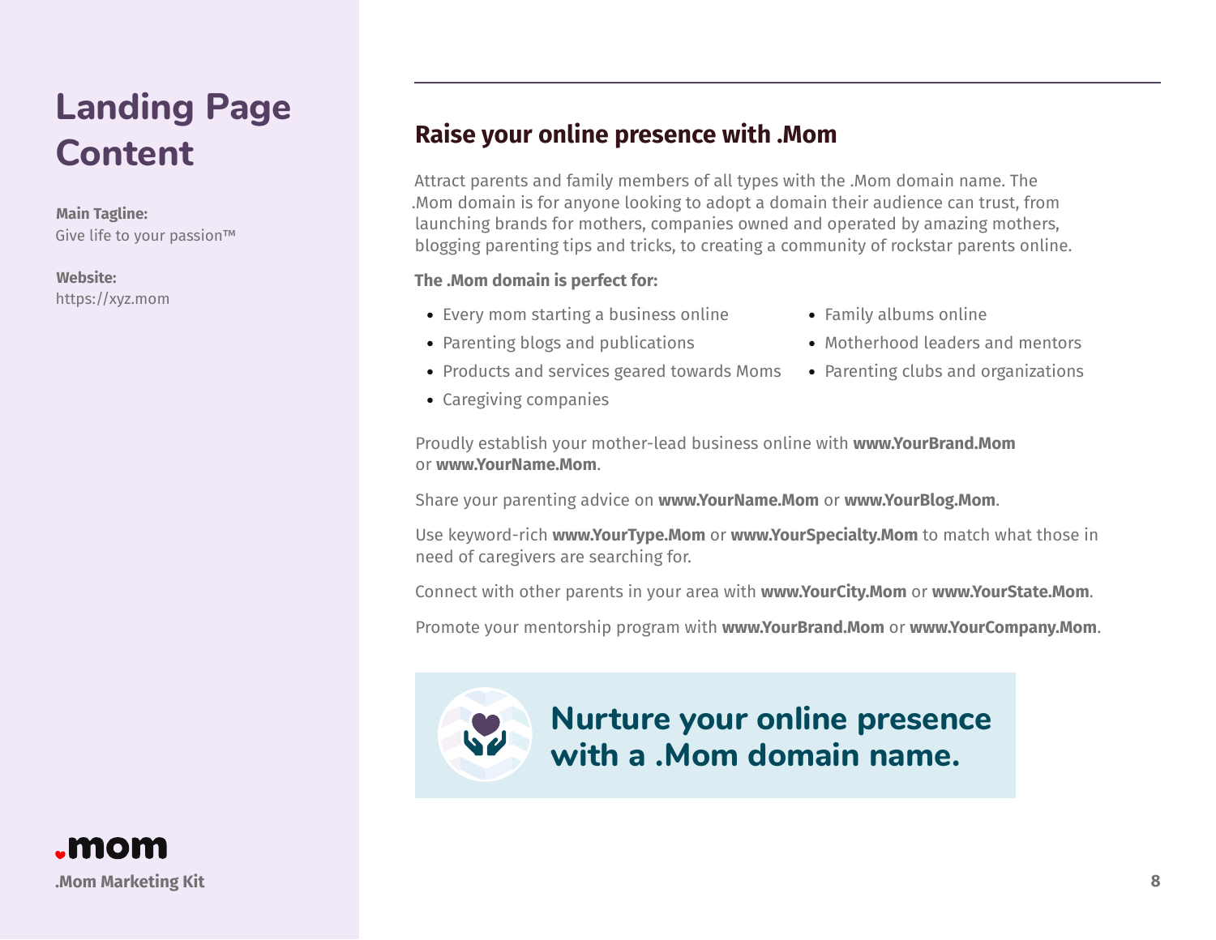# Landing Page Content

**Main Tagline:**
Give life to your passion™

**Website:**
https://xyz.mom

## Raise your online presence with .Mom

Attract parents and family members of all types with the .Mom domain name. The .Mom domain is for anyone looking to adopt a domain their audience can trust, from launching brands for mothers, companies owned and operated by amazing mothers, blogging parenting tips and tricks, to creating a community of rockstar parents online.

**The .Mom domain is perfect for:**

- Every mom starting a business online
- Parenting blogs and publications
- Products and services geared towards Moms
- Caregiving companies
- Family albums online
- Motherhood leaders and mentors
- Parenting clubs and organizations

Proudly establish your mother-lead business online with **www.YourBrand.Mom** or **www.YourName.Mom**.

Share your parenting advice on **www.YourName.Mom** or **www.YourBlog.Mom**.

Use keyword-rich **www.YourType.Mom** or **www.YourSpecialty.Mom** to match what those in need of caregivers are searching for.

Connect with other parents in your area with **www.YourCity.Mom** or **www.YourState.Mom**.

Promote your mentorship program with **www.YourBrand.Mom** or **www.YourCompany.Mom**.

**Nurture your online presence with a .Mom domain name.**

.mom

.Mom Marketing Kit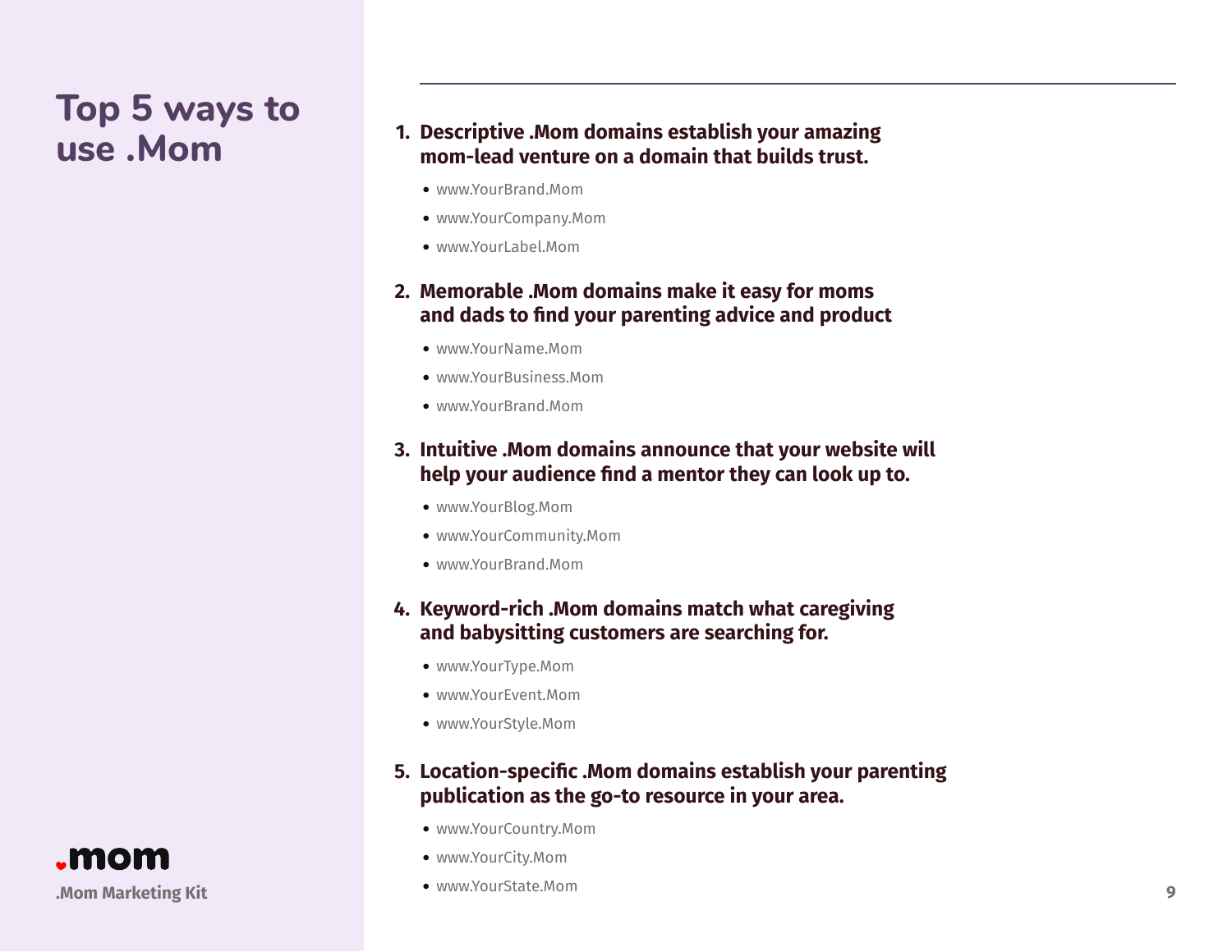# Top 5 ways to use .Mom

1. **Descriptive .Mom domains establish your amazing mom-lead venture on a domain that builds trust.**
   - www.YourBrand.Mom
   - www.YourCompany.Mom
   - www.YourLabel.Mom

2. **Memorable .Mom domains make it easy for moms and dads to find your parenting advice and product**
   - www.YourName.Mom
   - www.YourBusiness.Mom
   - www.YourBrand.Mom

3. **Intuitive .Mom domains announce that your website will help your audience find a mentor they can look up to.**
   - www.YourBlog.Mom
   - www.YourCommunity.Mom
   - www.YourBrand.Mom

4. **Keyword-rich .Mom domains match what caregiving and babysitting customers are searching for.**
   - www.YourType.Mom
   - www.YourEvent.Mom
   - www.YourStyle.Mom

5. **Location-specific .Mom domains establish your parenting publication as the go-to resource in your area.**
   - www.YourCountry.Mom
   - www.YourCity.Mom
   - www.YourState.Mom

.mom

.Mom Marketing Kit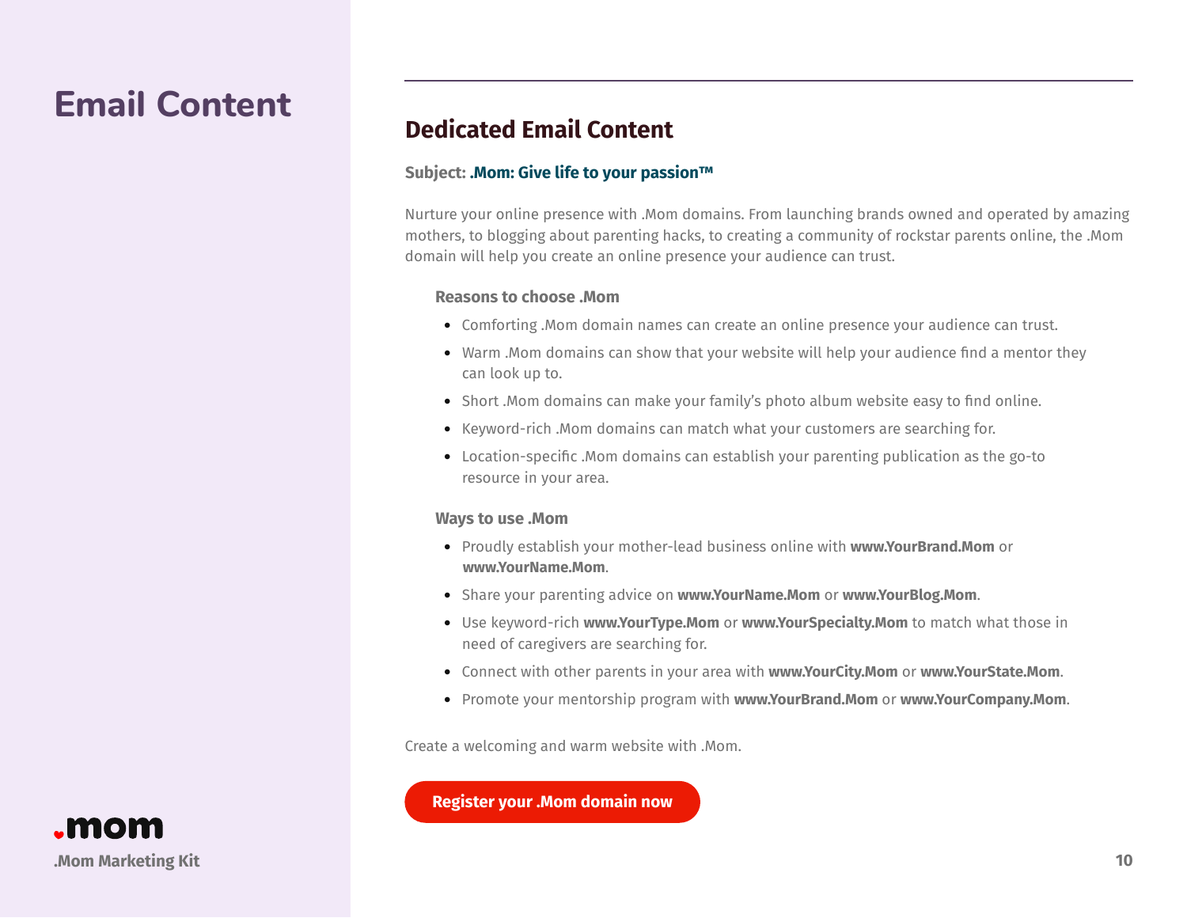# Email Content

## Dedicated Email Content

**Subject: .Mom: Give life to your passion™**

Nurture your online presence with .Mom domains. From launching brands owned and operated by amazing mothers, to blogging about parenting hacks, to creating a community of rockstar parents online, the .Mom domain will help you create an online presence your audience can trust.

**Reasons to choose .Mom**

- Comforting .Mom domain names can create an online presence your audience can trust.
- Warm .Mom domains can show that your website will help your audience find a mentor they can look up to.
- Short .Mom domains can make your family's photo album website easy to find online.
- Keyword-rich .Mom domains can match what your customers are searching for.
- Location-specific .Mom domains can establish your parenting publication as the go-to resource in your area.

**Ways to use .Mom**

- Proudly establish your mother-lead business online with **www.YourBrand.Mom** or **www.YourName.Mom**.
- Share your parenting advice on **www.YourName.Mom** or **www.YourBlog.Mom**.
- Use keyword-rich **www.YourType.Mom** or **www.YourSpecialty.Mom** to match what those in need of caregivers are searching for.
- Connect with other parents in your area with **www.YourCity.Mom** or **www.YourState.Mom**.
- Promote your mentorship program with **www.YourBrand.Mom** or **www.YourCompany.Mom**.

Create a welcoming and warm website with .Mom.

**Register your .Mom domain now**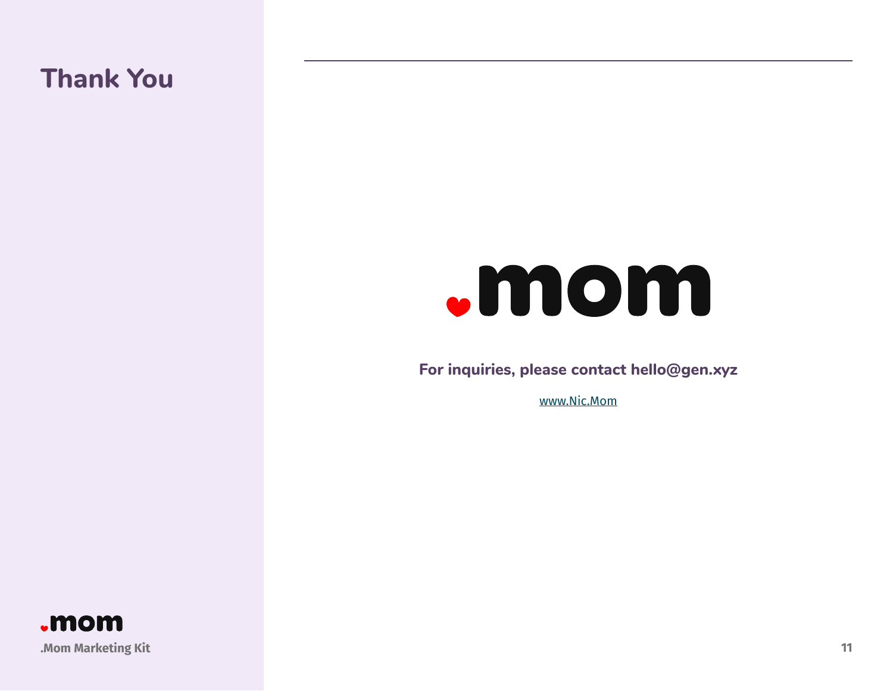# Thank You

.mom

**For inquiries, please contact hello@gen.xyz**

www.Nic.Mom